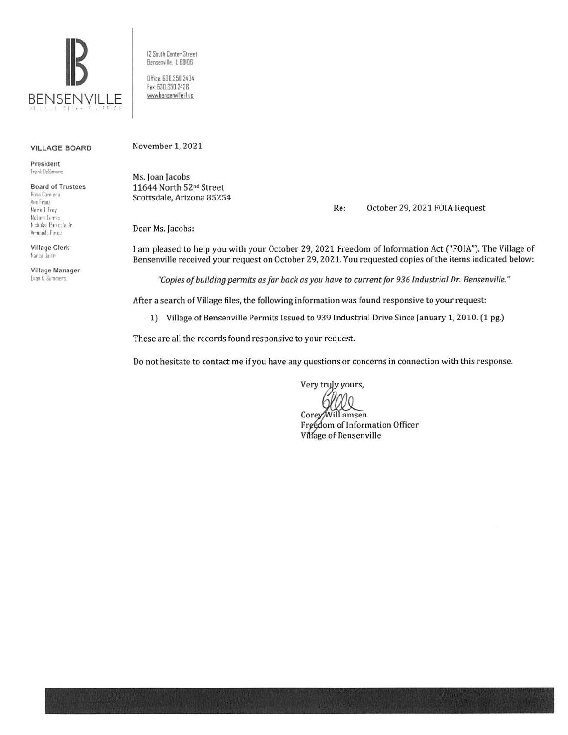BENSENVILLE

VILLAGE CLERK'S OFFICE

12 South Center Street
Bensenville, IL 60106

Office: 630.350.3404
Fax: 630.350.3438
www.bensenville.il.us

**VILLAGE BOARD**

**President**
Frank DeSimone

**Board of Trustees**
Rosa Carmona
Ann Franz
Marie T. Frey
McLane Lomax
Nicholas Panicola Jr.
Armando Perez

**Village Clerk**
Nancy Quinn

**Village Manager**
Evan K. Summers

November 1, 2021

Ms. Joan Jacobs
11644 North 52nd Street
Scottsdale, Arizona 85254

Re: October 29, 2021 FOIA Request

Dear Ms. Jacobs:

I am pleased to help you with your October 29, 2021 Freedom of Information Act ("FOIA"). The Village of Bensenville received your request on October 29, 2021. You requested copies of the items indicated below:

*"Copies of building permits as far back as you have to current for 936 Industrial Dr. Bensenville."*

After a search of Village files, the following information was found responsive to your request:

1) Village of Bensenville Permits Issued to 939 Industrial Drive Since January 1, 2010. (1 pg.)

These are all the records found responsive to your request.

Do not hesitate to contact me if you have any questions or concerns in connection with this response.

Very truly yours,

Corey Williamsen
Freedom of Information Officer
Village of Bensenville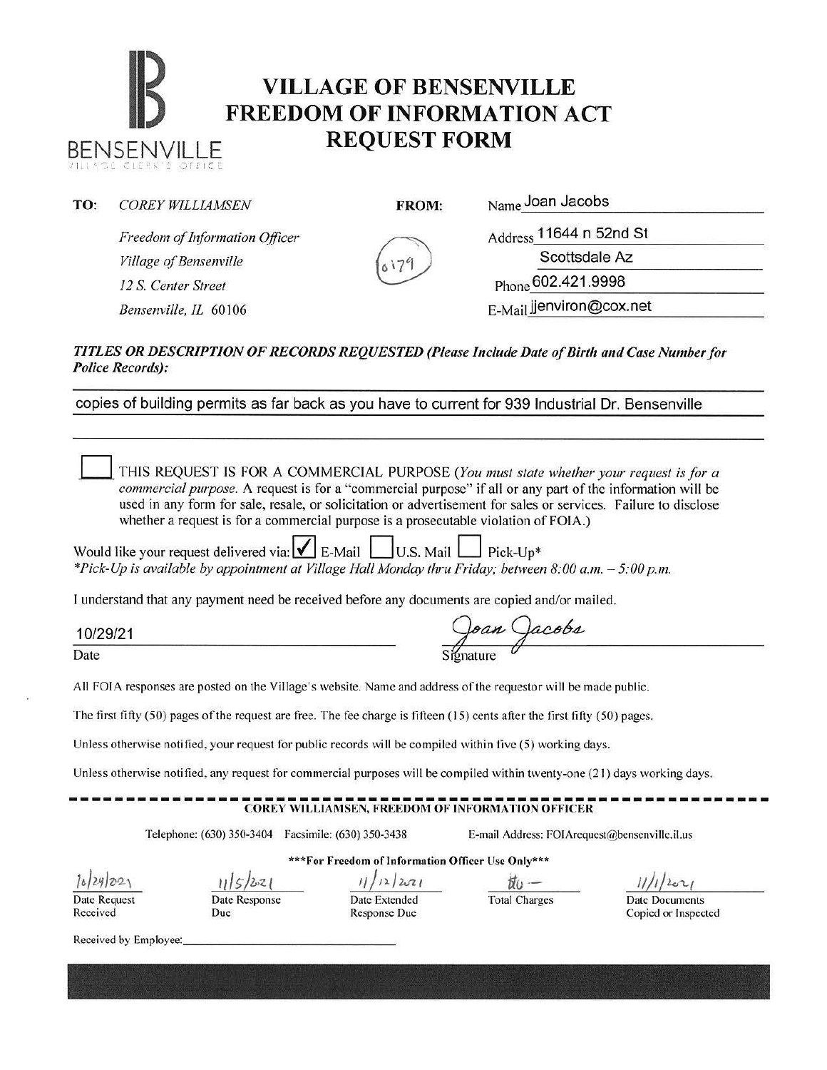BENSENVILLE
VILLAGE CLERK'S OFFICE

# VILLAGE OF BENSENVILLE FREEDOM OF INFORMATION ACT REQUEST FORM

**TO:** *COREY WILLIAMSEN*
*Freedom of Information Officer*
*Village of Bensenville*
*12 S. Center Street*
*Bensenville, IL 60106*

0179

**FROM:**
Name Joan Jacobs
Address 11644 n 52nd St
Scottsdale Az
Phone 602.421.9998
E-Mail jjenviron@cox.net

***TITLES OR DESCRIPTION OF RECORDS REQUESTED (Please Include Date of Birth and Case Number for Police Records):***

copies of building permits as far back as you have to current for 939 Industrial Dr. Bensenville

☐ THIS REQUEST IS FOR A COMMERCIAL PURPOSE (*You must state whether your request is for a commercial purpose.* A request is for a "commercial purpose" if all or any part of the information will be used in any form for sale, resale, or solicitation or advertisement for sales or services. Failure to disclose whether a request is for a commercial purpose is a prosecutable violation of FOIA.)

Would like your request delivered via: ☑ E-Mail ☐ U.S. Mail ☐ Pick-Up*
*\*Pick-Up is available by appointment at Village Hall Monday thru Friday; between 8:00 a.m. – 5:00 p.m.*

I understand that any payment need be received before any documents are copied and/or mailed.

10/29/21
Date

Joan Jacobs
Signature

All FOIA responses are posted on the Village's website. Name and address of the requestor will be made public.

The first fifty (50) pages of the request are free. The fee charge is fifteen (15) cents after the first fifty (50) pages.

Unless otherwise notified, your request for public records will be compiled within five (5) working days.

Unless otherwise notified, any request for commercial purposes will be compiled within twenty-one (21) days working days.

---

**COREY WILLIAMSEN, FREEDOM OF INFORMATION OFFICER**

Telephone: (630) 350-3404 Facsimile: (630) 350-3438 E-mail Address: FOIArequest@bensenville.il.us

***For Freedom of Information Officer Use Only***

| 10/29/2021 | 11/5/2021 | 11/12/2021 | $0 — | 11/1/2021 |
|---|---|---|---|---|
| Date Request Received | Date Response Due | Date Extended Response Due | Total Charges | Date Documents Copied or Inspected |

Received by Employee: ____________________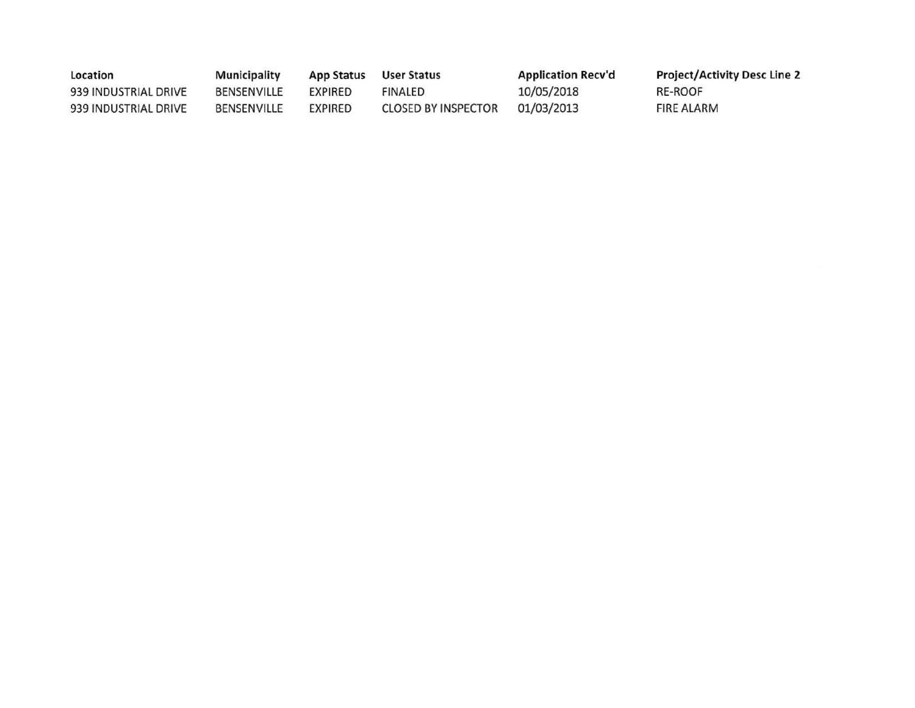| Location | Municipality | App Status | User Status | Application Recv'd | Project/Activity Desc Line 2 |
| --- | --- | --- | --- | --- | --- |
| 939 INDUSTRIAL DRIVE | BENSENVILLE | EXPIRED | FINALED | 10/05/2018 | RE-ROOF |
| 939 INDUSTRIAL DRIVE | BENSENVILLE | EXPIRED | CLOSED BY INSPECTOR | 01/03/2013 | FIRE ALARM |